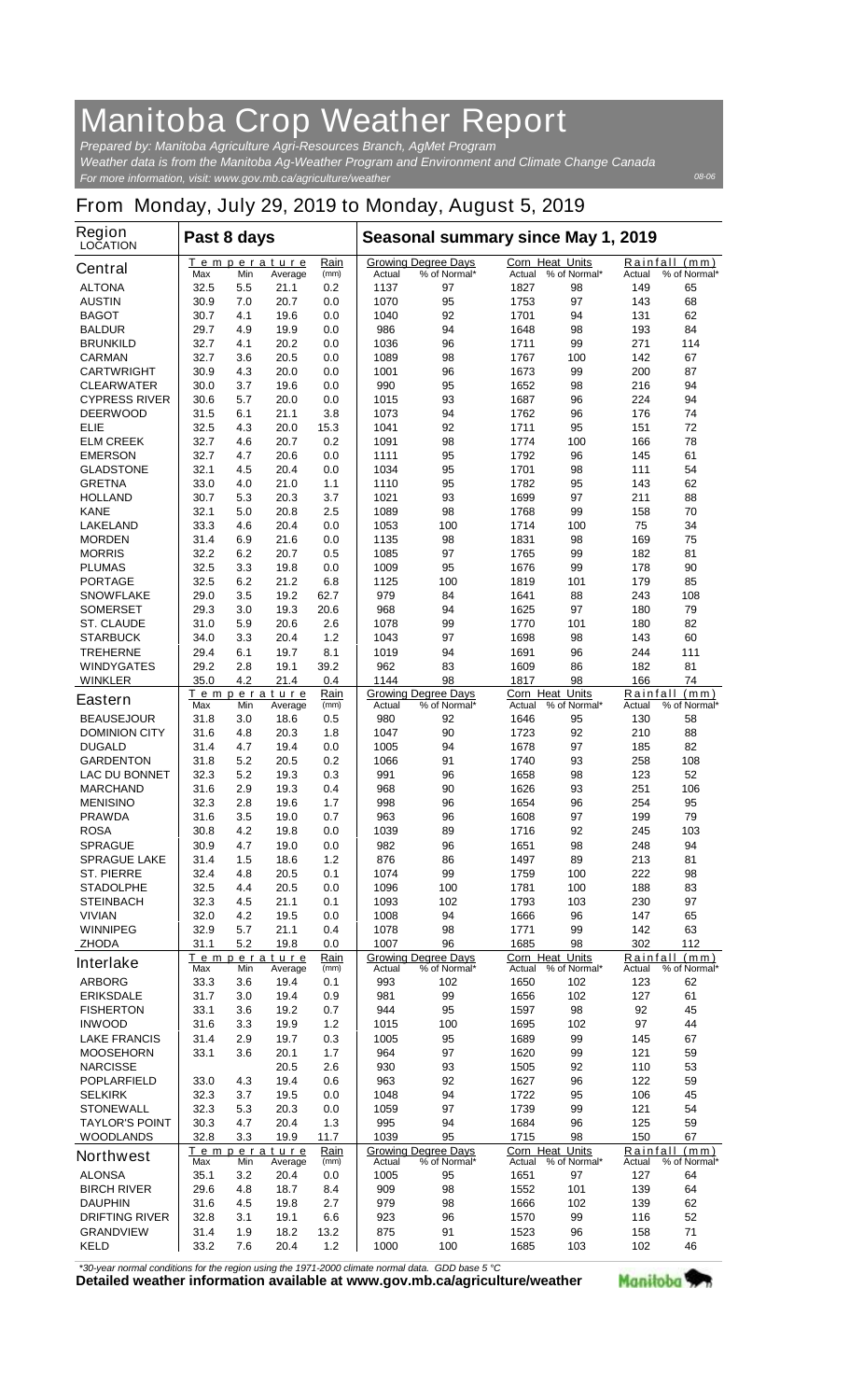# Manitoba Crop Weather Report

*Prepared by: Manitoba Agriculture Agri-Resources Branch, AgMet Program*
*Weather data is from the Manitoba Ag-Weather Program and Environment and Climate Change Canada*
*For more information, visit: www.gov.mb.ca/agriculture/weather*

08-06

## From Monday, July 29, 2019 to Monday, August 5, 2019

| Region LOCATION | Past 8 days | | | | Seasonal summary since May 1, 2019 | | | | | |
|---|---|---|---|---|---|---|---|---|---|---|
| **Central** | Temperature Max | Min | Average | Rain (mm) | Growing Degree Days Actual | % of Normal* | Corn Heat Units Actual | % of Normal* | Rainfall (mm) Actual | % of Normal* |
| ALTONA | 32.5 | 5.5 | 21.1 | 0.2 | 1137 | 97 | 1827 | 98 | 149 | 65 |
| AUSTIN | 30.9 | 7.0 | 20.7 | 0.0 | 1070 | 95 | 1753 | 97 | 143 | 68 |
| BAGOT | 30.7 | 4.1 | 19.6 | 0.0 | 1040 | 92 | 1701 | 94 | 131 | 62 |
| BALDUR | 29.7 | 4.9 | 19.9 | 0.0 | 986 | 94 | 1648 | 98 | 193 | 84 |
| BRUNKILD | 32.7 | 4.1 | 20.2 | 0.0 | 1036 | 96 | 1711 | 99 | 271 | 114 |
| CARMAN | 32.7 | 3.6 | 20.5 | 0.0 | 1089 | 98 | 1767 | 100 | 142 | 67 |
| CARTWRIGHT | 30.9 | 4.3 | 20.0 | 0.0 | 1001 | 96 | 1673 | 99 | 200 | 87 |
| CLEARWATER | 30.0 | 3.7 | 19.6 | 0.0 | 990 | 95 | 1652 | 98 | 216 | 94 |
| CYPRESS RIVER | 30.6 | 5.7 | 20.0 | 0.0 | 1015 | 93 | 1687 | 96 | 224 | 94 |
| DEERWOOD | 31.5 | 6.1 | 21.1 | 3.8 | 1073 | 94 | 1762 | 96 | 176 | 74 |
| ELIE | 32.5 | 4.3 | 20.0 | 15.3 | 1041 | 92 | 1711 | 95 | 151 | 72 |
| ELM CREEK | 32.7 | 4.6 | 20.7 | 0.2 | 1091 | 98 | 1774 | 100 | 166 | 78 |
| EMERSON | 32.7 | 4.7 | 20.6 | 0.0 | 1111 | 95 | 1792 | 96 | 145 | 61 |
| GLADSTONE | 32.1 | 4.5 | 20.4 | 0.0 | 1034 | 95 | 1701 | 98 | 111 | 54 |
| GRETNA | 33.0 | 4.0 | 21.0 | 1.1 | 1110 | 95 | 1782 | 95 | 143 | 62 |
| HOLLAND | 30.7 | 5.3 | 20.3 | 3.7 | 1021 | 93 | 1699 | 97 | 211 | 88 |
| KANE | 32.1 | 5.0 | 20.8 | 2.5 | 1089 | 98 | 1768 | 99 | 158 | 70 |
| LAKELAND | 33.3 | 4.6 | 20.4 | 0.0 | 1053 | 100 | 1714 | 100 | 75 | 34 |
| MORDEN | 31.4 | 6.9 | 21.6 | 0.0 | 1135 | 98 | 1831 | 98 | 169 | 75 |
| MORRIS | 32.2 | 6.2 | 20.7 | 0.5 | 1085 | 97 | 1765 | 99 | 182 | 81 |
| PLUMAS | 32.5 | 3.3 | 19.8 | 0.0 | 1009 | 95 | 1676 | 99 | 178 | 90 |
| PORTAGE | 32.5 | 6.2 | 21.2 | 6.8 | 1125 | 100 | 1819 | 101 | 179 | 85 |
| SNOWFLAKE | 29.0 | 3.5 | 19.2 | 62.7 | 979 | 84 | 1641 | 88 | 243 | 108 |
| SOMERSET | 29.3 | 3.0 | 19.3 | 20.6 | 968 | 94 | 1625 | 97 | 180 | 79 |
| ST. CLAUDE | 31.0 | 5.9 | 20.6 | 2.6 | 1078 | 99 | 1770 | 101 | 180 | 82 |
| STARBUCK | 34.0 | 3.3 | 20.4 | 1.2 | 1043 | 97 | 1698 | 98 | 143 | 60 |
| TREHERNE | 29.4 | 6.1 | 19.7 | 8.1 | 1019 | 94 | 1691 | 96 | 244 | 111 |
| WINDYGATES | 29.2 | 2.8 | 19.1 | 39.2 | 962 | 83 | 1609 | 86 | 182 | 81 |
| WINKLER | 35.0 | 4.2 | 21.4 | 0.4 | 1144 | 98 | 1817 | 98 | 166 | 74 |
| **Eastern** | Temperature Max | Min | Average | Rain (mm) | Growing Degree Days Actual | % of Normal* | Corn Heat Units Actual | % of Normal* | Rainfall (mm) Actual | % of Normal* |
| BEAUSEJOUR | 31.8 | 3.0 | 18.6 | 0.5 | 980 | 92 | 1646 | 95 | 130 | 58 |
| DOMINION CITY | 31.6 | 4.8 | 20.3 | 1.8 | 1047 | 90 | 1723 | 92 | 210 | 88 |
| DUGALD | 31.4 | 4.7 | 19.4 | 0.0 | 1005 | 94 | 1678 | 97 | 185 | 82 |
| GARDENTON | 31.8 | 5.2 | 20.5 | 0.2 | 1066 | 91 | 1740 | 93 | 258 | 108 |
| LAC DU BONNET | 32.3 | 5.2 | 19.3 | 0.3 | 991 | 96 | 1658 | 98 | 123 | 52 |
| MARCHAND | 31.6 | 2.9 | 19.3 | 0.4 | 968 | 90 | 1626 | 93 | 251 | 106 |
| MENISINO | 32.3 | 2.8 | 19.6 | 1.7 | 998 | 96 | 1654 | 96 | 254 | 95 |
| PRAWDA | 31.6 | 3.5 | 19.0 | 0.7 | 963 | 96 | 1608 | 97 | 199 | 79 |
| ROSA | 30.8 | 4.2 | 19.8 | 0.0 | 1039 | 89 | 1716 | 92 | 245 | 103 |
| SPRAGUE | 30.9 | 4.7 | 19.0 | 0.0 | 982 | 96 | 1651 | 98 | 248 | 94 |
| SPRAGUE LAKE | 31.4 | 1.5 | 18.6 | 1.2 | 876 | 86 | 1497 | 89 | 213 | 81 |
| ST. PIERRE | 32.4 | 4.8 | 20.5 | 0.1 | 1074 | 99 | 1759 | 100 | 222 | 98 |
| STADOLPHE | 32.5 | 4.4 | 20.5 | 0.0 | 1096 | 100 | 1781 | 100 | 188 | 83 |
| STEINBACH | 32.3 | 4.5 | 21.1 | 0.1 | 1093 | 102 | 1793 | 103 | 230 | 97 |
| VIVIAN | 32.0 | 4.2 | 19.5 | 0.0 | 1008 | 94 | 1666 | 96 | 147 | 65 |
| WINNIPEG | 32.9 | 5.7 | 21.1 | 0.4 | 1078 | 98 | 1771 | 99 | 142 | 63 |
| ZHODA | 31.1 | 5.2 | 19.8 | 0.0 | 1007 | 96 | 1685 | 98 | 302 | 112 |
| **Interlake** | Temperature Max | Min | Average | Rain (mm) | Growing Degree Days Actual | % of Normal* | Corn Heat Units Actual | % of Normal* | Rainfall (mm) Actual | % of Normal* |
| ARBORG | 33.3 | 3.6 | 19.4 | 0.1 | 993 | 102 | 1650 | 102 | 123 | 62 |
| ERIKSDALE | 31.7 | 3.0 | 19.4 | 0.9 | 981 | 99 | 1656 | 102 | 127 | 61 |
| FISHERTON | 33.1 | 3.6 | 19.2 | 0.7 | 944 | 95 | 1597 | 98 | 92 | 45 |
| INWOOD | 31.6 | 3.3 | 19.9 | 1.2 | 1015 | 100 | 1695 | 102 | 97 | 44 |
| LAKE FRANCIS | 31.4 | 2.9 | 19.7 | 0.3 | 1005 | 95 | 1689 | 99 | 145 | 67 |
| MOOSEHORN | 33.1 | 3.6 | 20.1 | 1.7 | 964 | 97 | 1620 | 99 | 121 | 59 |
| NARCISSE | | | 20.5 | 2.6 | 930 | 93 | 1505 | 92 | 110 | 53 |
| POPLARFIELD | 33.0 | 4.3 | 19.4 | 0.6 | 963 | 92 | 1627 | 96 | 122 | 59 |
| SELKIRK | 32.3 | 3.7 | 19.5 | 0.0 | 1048 | 94 | 1722 | 95 | 106 | 45 |
| STONEWALL | 32.3 | 5.3 | 20.3 | 0.0 | 1059 | 97 | 1739 | 99 | 121 | 54 |
| TAYLOR'S POINT | 30.3 | 4.7 | 20.4 | 1.3 | 995 | 94 | 1684 | 96 | 125 | 59 |
| WOODLANDS | 32.8 | 3.3 | 19.9 | 11.7 | 1039 | 95 | 1715 | 98 | 150 | 67 |
| **Northwest** | Temperature Max | Min | Average | Rain (mm) | Growing Degree Days Actual | % of Normal* | Corn Heat Units Actual | % of Normal* | Rainfall (mm) Actual | % of Normal* |
| ALONSA | 35.1 | 3.2 | 20.4 | 0.0 | 1005 | 95 | 1651 | 97 | 127 | 64 |
| BIRCH RIVER | 29.6 | 4.8 | 18.7 | 8.4 | 909 | 98 | 1552 | 101 | 139 | 64 |
| DAUPHIN | 31.6 | 4.5 | 19.8 | 2.7 | 979 | 98 | 1666 | 102 | 139 | 62 |
| DRIFTING RIVER | 32.8 | 3.1 | 19.1 | 6.6 | 923 | 96 | 1570 | 99 | 116 | 52 |
| GRANDVIEW | 31.4 | 1.9 | 18.2 | 13.2 | 875 | 91 | 1523 | 96 | 158 | 71 |
| KELD | 33.2 | 7.6 | 20.4 | 1.2 | 1000 | 100 | 1685 | 103 | 102 | 46 |

*\*30-year normal conditions for the region using the 1971-2000 climate normal data. GDD base 5 °C*

**Detailed weather information available at www.gov.mb.ca/agriculture/weather**

Manitoba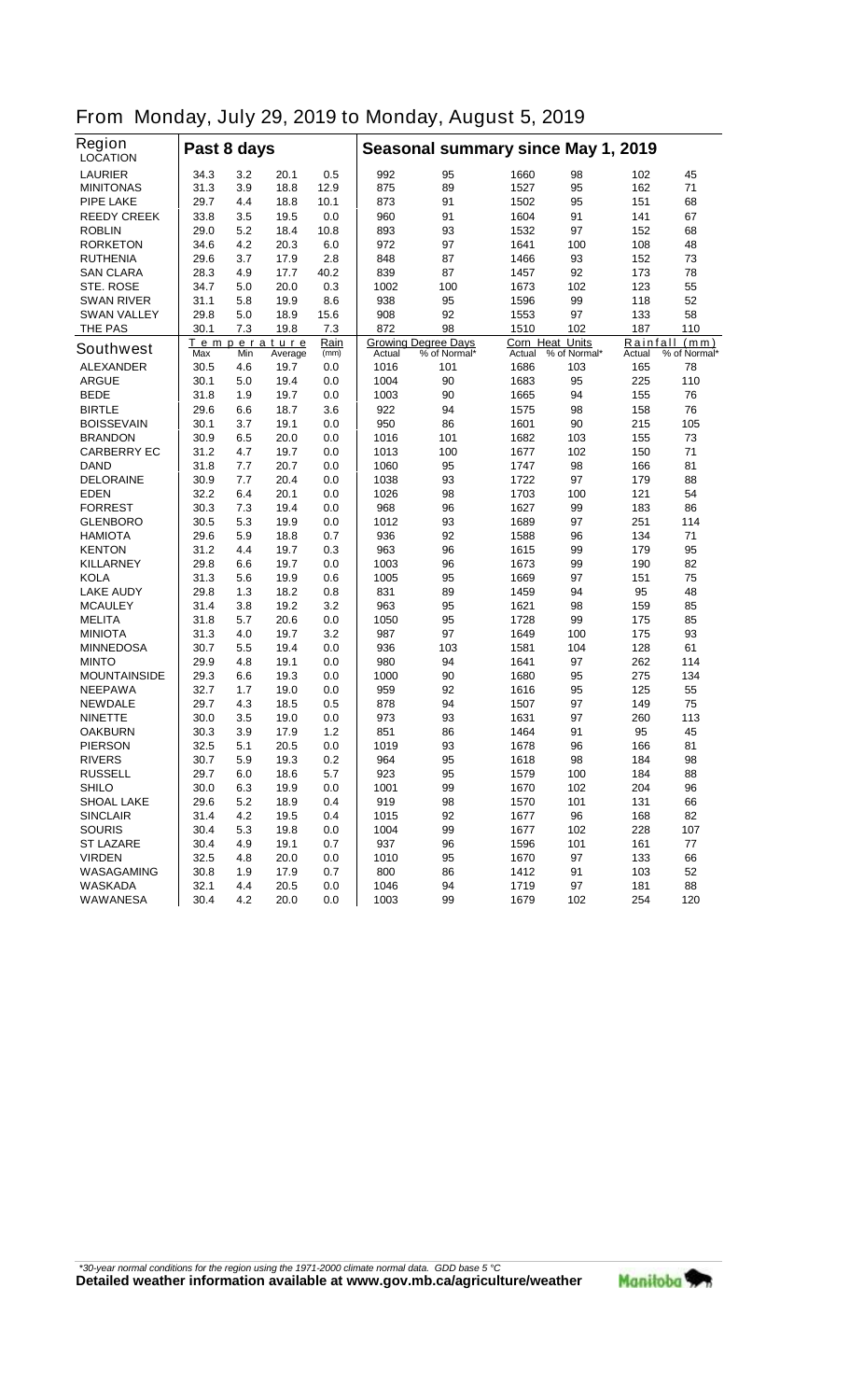# From Monday, July 29, 2019 to Monday, August 5, 2019

| Region LOCATION | Past 8 days | | | | Seasonal summary since May 1, 2019 | | | | | |
|---|---|---|---|---|---|---|---|---|---|---|
| LAURIER | 34.3 | 3.2 | 20.1 | 0.5 | 992 | 95 | 1660 | 98 | 102 | 45 |
| MINITONAS | 31.3 | 3.9 | 18.8 | 12.9 | 875 | 89 | 1527 | 95 | 162 | 71 |
| PIPE LAKE | 29.7 | 4.4 | 18.8 | 10.1 | 873 | 91 | 1502 | 95 | 151 | 68 |
| REEDY CREEK | 33.8 | 3.5 | 19.5 | 0.0 | 960 | 91 | 1604 | 91 | 141 | 67 |
| ROBLIN | 29.0 | 5.2 | 18.4 | 10.8 | 893 | 93 | 1532 | 97 | 152 | 68 |
| RORKETON | 34.6 | 4.2 | 20.3 | 6.0 | 972 | 97 | 1641 | 100 | 108 | 48 |
| RUTHENIA | 29.6 | 3.7 | 17.9 | 2.8 | 848 | 87 | 1466 | 93 | 152 | 73 |
| SAN CLARA | 28.3 | 4.9 | 17.7 | 40.2 | 839 | 87 | 1457 | 92 | 173 | 78 |
| STE. ROSE | 34.7 | 5.0 | 20.0 | 0.3 | 1002 | 100 | 1673 | 102 | 123 | 55 |
| SWAN RIVER | 31.1 | 5.8 | 19.9 | 8.6 | 938 | 95 | 1596 | 99 | 118 | 52 |
| SWAN VALLEY | 29.8 | 5.0 | 18.9 | 15.6 | 908 | 92 | 1553 | 97 | 133 | 58 |
| THE PAS | 30.1 | 7.3 | 19.8 | 7.3 | 872 | 98 | 1510 | 102 | 187 | 110 |
| **Southwest** | Temperature | | | Rain | Growing Degree Days | | Corn Heat Units | | Rainfall (mm) | |
| | Max | Min | Average | (mm) | Actual | % of Normal* | Actual | % of Normal* | Actual | % of Normal* |
| ALEXANDER | 30.5 | 4.6 | 19.7 | 0.0 | 1016 | 101 | 1686 | 103 | 165 | 78 |
| ARGUE | 30.1 | 5.0 | 19.4 | 0.0 | 1004 | 90 | 1683 | 95 | 225 | 110 |
| BEDE | 31.8 | 1.9 | 19.7 | 0.0 | 1003 | 90 | 1665 | 94 | 155 | 76 |
| BIRTLE | 29.6 | 6.6 | 18.7 | 3.6 | 922 | 94 | 1575 | 98 | 158 | 76 |
| BOISSEVAIN | 30.1 | 3.7 | 19.1 | 0.0 | 950 | 86 | 1601 | 90 | 215 | 105 |
| BRANDON | 30.9 | 6.5 | 20.0 | 0.0 | 1016 | 101 | 1682 | 103 | 155 | 73 |
| CARBERRY EC | 31.2 | 4.7 | 19.7 | 0.0 | 1013 | 100 | 1677 | 102 | 150 | 71 |
| DAND | 31.8 | 7.7 | 20.7 | 0.0 | 1060 | 95 | 1747 | 98 | 166 | 81 |
| DELORAINE | 30.9 | 7.7 | 20.4 | 0.0 | 1038 | 93 | 1722 | 97 | 179 | 88 |
| EDEN | 32.2 | 6.4 | 20.1 | 0.0 | 1026 | 98 | 1703 | 100 | 121 | 54 |
| FORREST | 30.3 | 7.3 | 19.4 | 0.0 | 968 | 96 | 1627 | 99 | 183 | 86 |
| GLENBORO | 30.5 | 5.3 | 19.9 | 0.0 | 1012 | 93 | 1689 | 97 | 251 | 114 |
| HAMIOTA | 29.6 | 5.9 | 18.8 | 0.7 | 936 | 92 | 1588 | 96 | 134 | 71 |
| KENTON | 31.2 | 4.4 | 19.7 | 0.3 | 963 | 96 | 1615 | 99 | 179 | 95 |
| KILLARNEY | 29.8 | 6.6 | 19.7 | 0.0 | 1003 | 96 | 1673 | 99 | 190 | 82 |
| KOLA | 31.3 | 5.6 | 19.9 | 0.6 | 1005 | 95 | 1669 | 97 | 151 | 75 |
| LAKE AUDY | 29.8 | 1.3 | 18.2 | 0.8 | 831 | 89 | 1459 | 94 | 95 | 48 |
| MCAULEY | 31.4 | 3.8 | 19.2 | 3.2 | 963 | 95 | 1621 | 98 | 159 | 85 |
| MELITA | 31.8 | 5.7 | 20.6 | 0.0 | 1050 | 95 | 1728 | 99 | 175 | 85 |
| MINIOTA | 31.3 | 4.0 | 19.7 | 3.2 | 987 | 97 | 1649 | 100 | 175 | 93 |
| MINNEDOSA | 30.7 | 5.5 | 19.4 | 0.0 | 936 | 103 | 1581 | 104 | 128 | 61 |
| MINTO | 29.9 | 4.8 | 19.1 | 0.0 | 980 | 94 | 1641 | 97 | 262 | 114 |
| MOUNTAINSIDE | 29.3 | 6.6 | 19.3 | 0.0 | 1000 | 90 | 1680 | 95 | 275 | 134 |
| NEEPAWA | 32.7 | 1.7 | 19.0 | 0.0 | 959 | 92 | 1616 | 95 | 125 | 55 |
| NEWDALE | 29.7 | 4.3 | 18.5 | 0.5 | 878 | 94 | 1507 | 97 | 149 | 75 |
| NINETTE | 30.0 | 3.5 | 19.0 | 0.0 | 973 | 93 | 1631 | 97 | 260 | 113 |
| OAKBURN | 30.3 | 3.9 | 17.9 | 1.2 | 851 | 86 | 1464 | 91 | 95 | 45 |
| PIERSON | 32.5 | 5.1 | 20.5 | 0.0 | 1019 | 93 | 1678 | 96 | 166 | 81 |
| RIVERS | 30.7 | 5.9 | 19.3 | 0.2 | 964 | 95 | 1618 | 98 | 184 | 98 |
| RUSSELL | 29.7 | 6.0 | 18.6 | 5.7 | 923 | 95 | 1579 | 100 | 184 | 88 |
| SHILO | 30.0 | 6.3 | 19.9 | 0.0 | 1001 | 99 | 1670 | 102 | 204 | 96 |
| SHOAL LAKE | 29.6 | 5.2 | 18.9 | 0.4 | 919 | 98 | 1570 | 101 | 131 | 66 |
| SINCLAIR | 31.4 | 4.2 | 19.5 | 0.4 | 1015 | 92 | 1677 | 96 | 168 | 82 |
| SOURIS | 30.4 | 5.3 | 19.8 | 0.0 | 1004 | 99 | 1677 | 102 | 228 | 107 |
| ST LAZARE | 30.4 | 4.9 | 19.1 | 0.7 | 937 | 96 | 1596 | 101 | 161 | 77 |
| VIRDEN | 32.5 | 4.8 | 20.0 | 0.0 | 1010 | 95 | 1670 | 97 | 133 | 66 |
| WASAGAMING | 30.8 | 1.9 | 17.9 | 0.7 | 800 | 86 | 1412 | 91 | 103 | 52 |
| WASKADA | 32.1 | 4.4 | 20.5 | 0.0 | 1046 | 94 | 1719 | 97 | 181 | 88 |
| WAWANESA | 30.4 | 4.2 | 20.0 | 0.0 | 1003 | 99 | 1679 | 102 | 254 | 120 |

*30-year normal conditions for the region using the 1971-2000 climate normal data. GDD base 5 °C

**Detailed weather information available at www.gov.mb.ca/agriculture/weather**

Manitoba